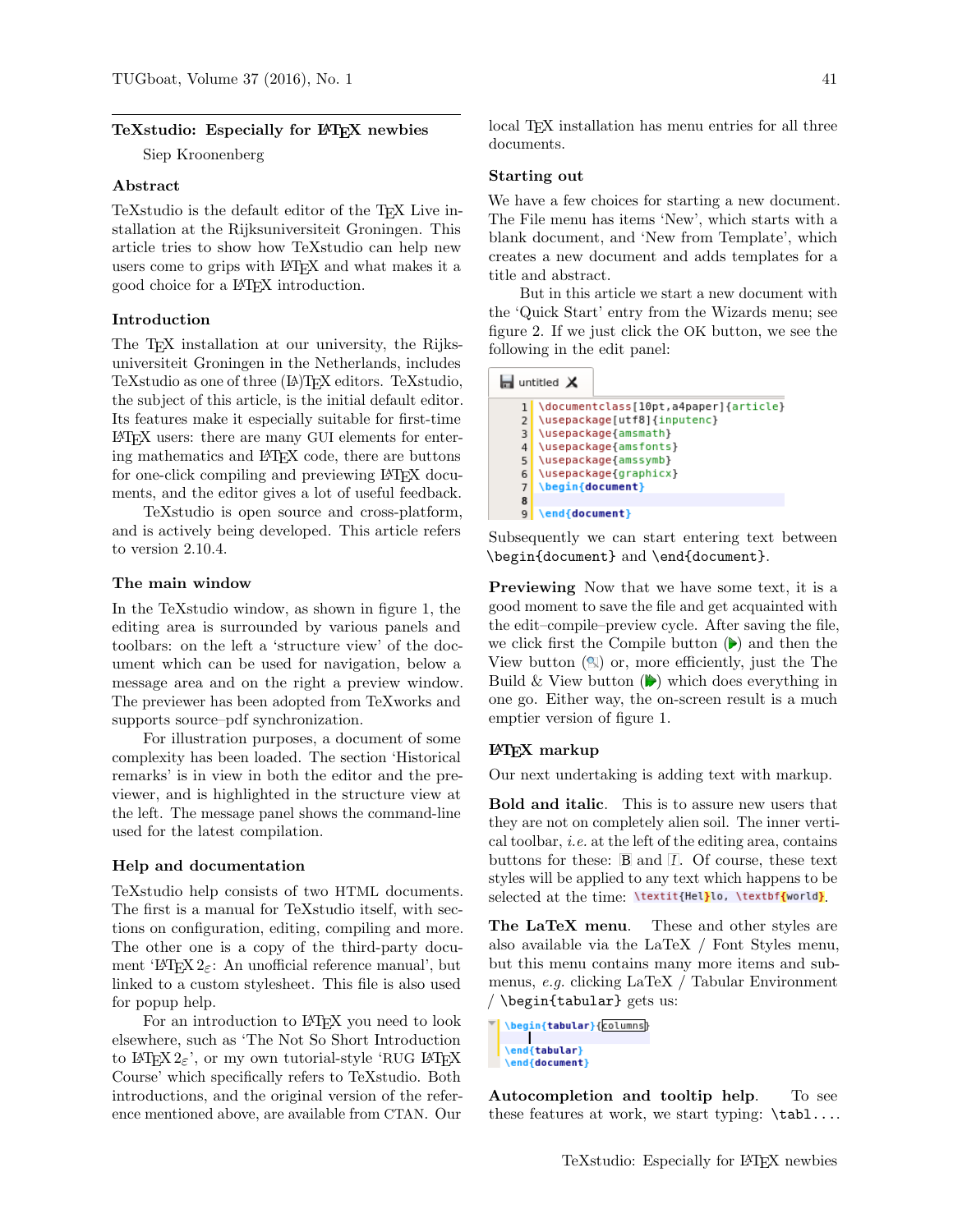# TeXstudio: Especially for LaTeX newbies

Siep Kroonenberg

## Abstract

TeXstudio is the default editor of the TeX Live installation at the Rijksuniversiteit Groningen. This article tries to show how TeXstudio can help new users come to grips with LaTeX and what makes it a good choice for a LaTeX introduction.

## Introduction

The TeX installation at our university, the Rijksuniversiteit Groningen in the Netherlands, includes TeXstudio as one of three (La)TeX editors. TeXstudio, the subject of this article, is the initial default editor. Its features make it especially suitable for first-time LaTeX users: there are many GUI elements for entering mathematics and LaTeX code, there are buttons for one-click compiling and previewing LaTeX documents, and the editor gives a lot of useful feedback.

TeXstudio is open source and cross-platform, and is actively being developed. This article refers to version 2.10.4.

## The main window

In the TeXstudio window, as shown in figure 1, the editing area is surrounded by various panels and toolbars: on the left a 'structure view' of the document which can be used for navigation, below a message area and on the right a preview window. The previewer has been adopted from TeXworks and supports source–pdf synchronization.

For illustration purposes, a document of some complexity has been loaded. The section 'Historical remarks' is in view in both the editor and the previewer, and is highlighted in the structure view at the left. The message panel shows the command-line used for the latest compilation.

## Help and documentation

TeXstudio help consists of two HTML documents. The first is a manual for TeXstudio itself, with sections on configuration, editing, compiling and more. The other one is a copy of the third-party document 'LaTeX $2_\varepsilon$: An unofficial reference manual', but linked to a custom stylesheet. This file is also used for popup help.

For an introduction to LaTeX you need to look elsewhere, such as 'The Not So Short Introduction to LaTeX $2_\varepsilon$', or my own tutorial-style 'RUG LaTeX Course' which specifically refers to TeXstudio. Both introductions, and the original version of the reference mentioned above, are available from CTAN. Our local TeX installation has menu entries for all three documents.

## Starting out

We have a few choices for starting a new document. The File menu has items 'New', which starts with a blank document, and 'New from Template', which creates a new document and adds templates for a title and abstract.

But in this article we start a new document with the 'Quick Start' entry from the Wizards menu; see figure 2. If we just click the OK button, we see the following in the edit panel:

```
untitled
1 \documentclass[10pt,a4paper]{article}
2 \usepackage[utf8]{inputenc}
3 \usepackage{amsmath}
4 \usepackage{amsfonts}
5 \usepackage{amssymb}
6 \usepackage{graphicx}
7 \begin{document}
8
9 \end{document}
```

Subsequently we can start entering text between `\begin{document}` and `\end{document}`.

**Previewing** Now that we have some text, it is a good moment to save the file and get acquainted with the edit–compile–preview cycle. After saving the file, we click first the Compile button (▶) and then the View button (🔍) or, more efficiently, just the The Build & View button (▶) which does everything in one go. Either way, the on-screen result is a much emptier version of figure 1.

## LaTeX markup

Our next undertaking is adding text with markup.

**Bold and italic.** This is to assure new users that they are not on completely alien soil. The inner vertical toolbar, *i.e.* at the left of the editing area, contains buttons for these: B and I. Of course, these text styles will be applied to any text which happens to be selected at the time: `\textit{Hel}lo, \textbf{world}`.

**The LaTeX menu.** These and other styles are also available via the LaTeX / Font Styles menu, but this menu contains many more items and submenus, *e.g.* clicking LaTeX / Tabular Environment / `\begin{tabular}` gets us:

```
\begin{tabular}{columns}
  |
\end{tabular}
\end{document}
```

**Autocompletion and tooltip help.** To see these features at work, we start typing: `\tabl`....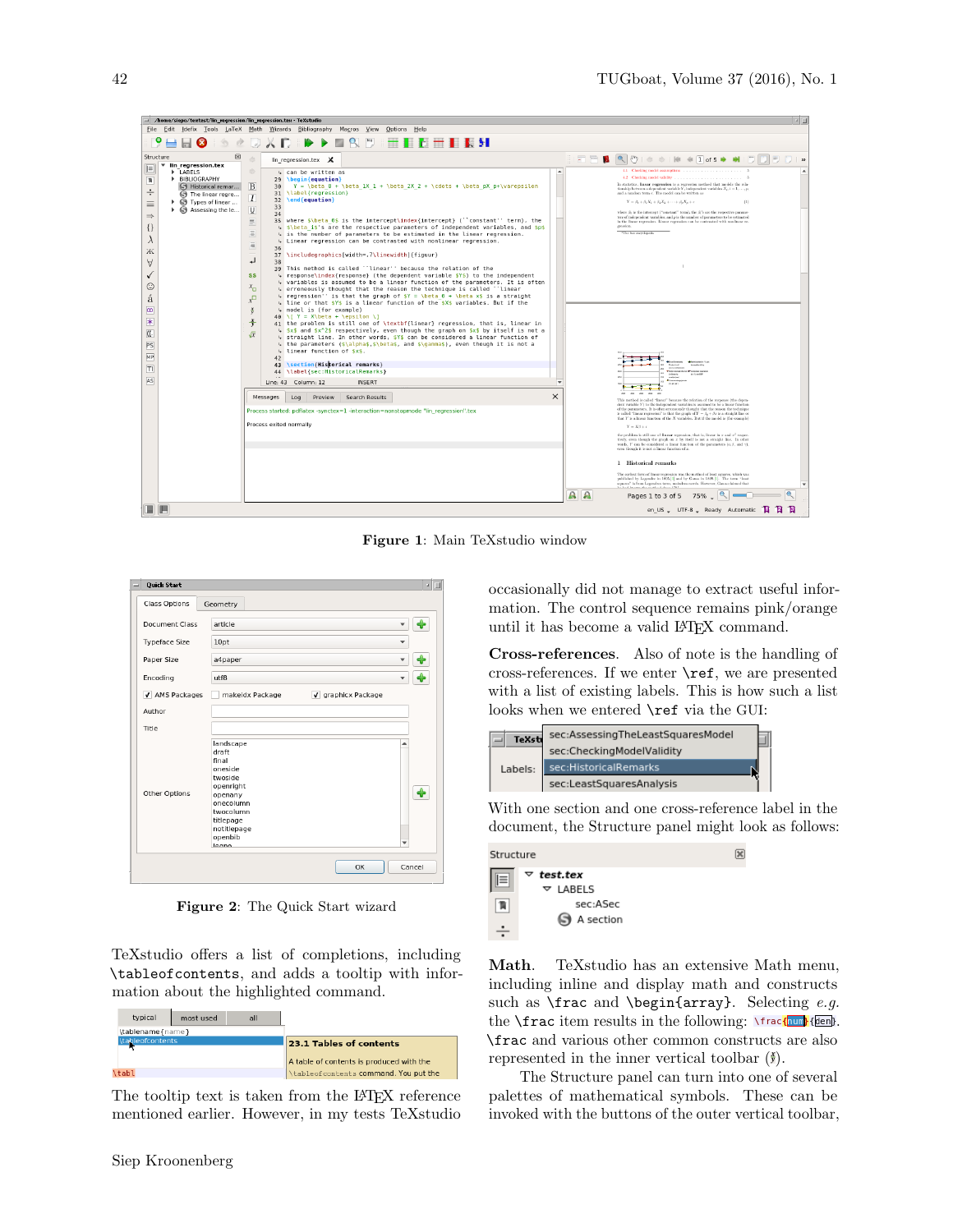Figure 1: Main TeXstudio window

Figure 2: The Quick Start wizard

TeXstudio offers a list of completions, including `\tableofcontents`, and adds a tooltip with information about the highlighted command.

The tooltip text is taken from the LaTeX reference mentioned earlier. However, in my tests TeXstudio occasionally did not manage to extract useful information. The control sequence remains pink/orange until it has become a valid LaTeX command.

**Cross-references.** Also of note is the handling of cross-references. If we enter `\ref`, we are presented with a list of existing labels. This is how such a list looks when we entered `\ref` via the GUI:

With one section and one cross-reference label in the document, the Structure panel might look as follows:

**Math.** TeXstudio has an extensive Math menu, including inline and display math and constructs such as `\frac` and `\begin{array}`. Selecting *e.g.* the `\frac` item results in the following: `\frac{num}{den}`. `\frac` and various other common constructs are also represented in the inner vertical toolbar ($\frac{a}{b}$).

The Structure panel can turn into one of several palettes of mathematical symbols. These can be invoked with the buttons of the outer vertical toolbar,

Siep Kroonenberg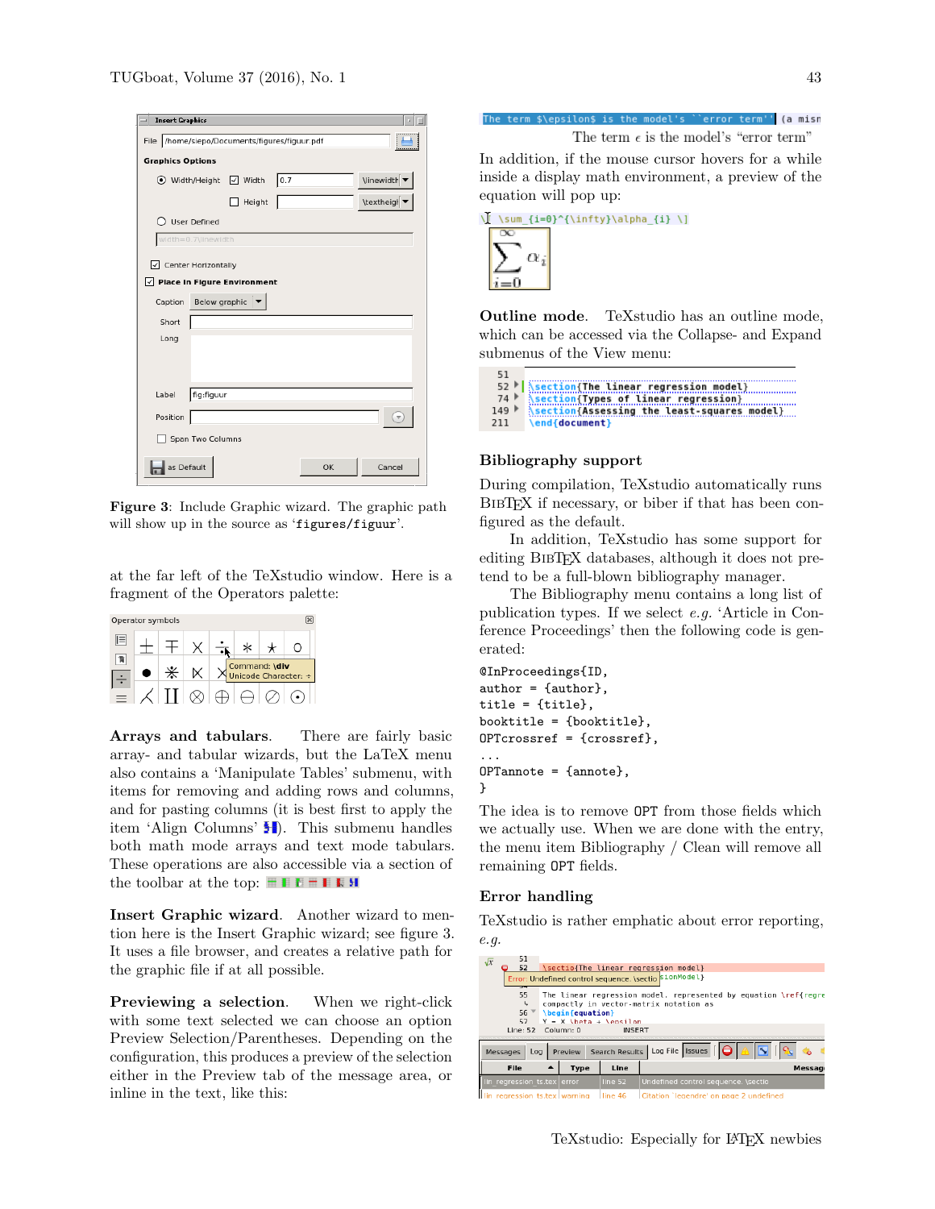**Figure 3**: Include Graphic wizard. The graphic path will show up in the source as 'figures/figuur'.

at the far left of the TeXstudio window. Here is a fragment of the Operators palette:

**Arrays and tabulars.** There are fairly basic array- and tabular wizards, but the LaTeX menu also contains a 'Manipulate Tables' submenu, with items for removing and adding rows and columns, and for pasting columns (it is best first to apply the item 'Align Columns'). This submenu handles both math mode arrays and text mode tabulars. These operations are also accessible via a section of the toolbar at the top:

**Insert Graphic wizard.** Another wizard to mention here is the Insert Graphic wizard; see figure 3. It uses a file browser, and creates a relative path for the graphic file if at all possible.

**Previewing a selection.** When we right-click with some text selected we can choose an option Preview Selection/Parentheses. Depending on the configuration, this produces a preview of the selection either in the Preview tab of the message area, or inline in the text, like this:

The term $\epsilon$ is the model's "error term"

In addition, if the mouse cursor hovers for a while inside a display math environment, a preview of the equation will pop up:

**Outline mode.** TeXstudio has an outline mode, which can be accessed via the Collapse- and Expand submenus of the View menu:

### Bibliography support

During compilation, TeXstudio automatically runs BibTeX if necessary, or biber if that has been configured as the default.

In addition, TeXstudio has some support for editing BibTeX databases, although it does not pretend to be a full-blown bibliography manager.

The Bibliography menu contains a long list of publication types. If we select *e.g.* 'Article in Conference Proceedings' then the following code is generated:

```
@InProceedings{ID,
author = {author},
title = {title},
booktitle = {booktitle},
OPTcrossref = {crossref},
...
OPTannote = {annote},
}
```

The idea is to remove OPT from those fields which we actually use. When we are done with the entry, the menu item Bibliography / Clean will remove all remaining OPT fields.

### Error handling

TeXstudio is rather emphatic about error reporting, *e.g.*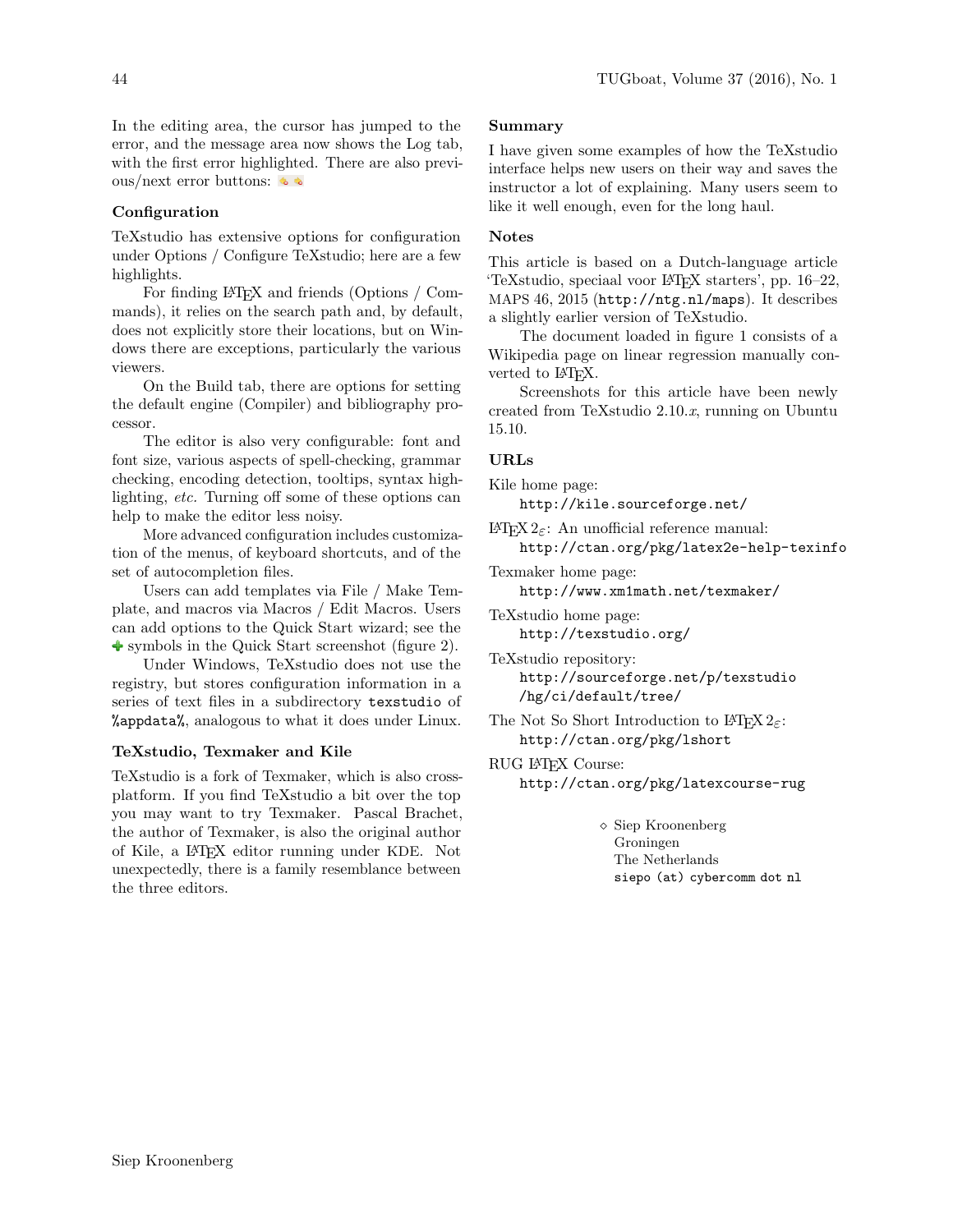In the editing area, the cursor has jumped to the error, and the message area now shows the Log tab, with the first error highlighted. There are also previous/next error buttons:

### Configuration

TeXstudio has extensive options for configuration under Options / Configure TeXstudio; here are a few highlights.

For finding LaTeX and friends (Options / Commands), it relies on the search path and, by default, does not explicitly store their locations, but on Windows there are exceptions, particularly the various viewers.

On the Build tab, there are options for setting the default engine (Compiler) and bibliography processor.

The editor is also very configurable: font and font size, various aspects of spell-checking, grammar checking, encoding detection, tooltips, syntax highlighting, *etc.* Turning off some of these options can help to make the editor less noisy.

More advanced configuration includes customization of the menus, of keyboard shortcuts, and of the set of autocompletion files.

Users can add templates via File / Make Template, and macros via Macros / Edit Macros. Users can add options to the Quick Start wizard; see the ✚ symbols in the Quick Start screenshot (figure 2).

Under Windows, TeXstudio does not use the registry, but stores configuration information in a series of text files in a subdirectory `texstudio` of `%appdata%`, analogous to what it does under Linux.

### TeXstudio, Texmaker and Kile

TeXstudio is a fork of Texmaker, which is also cross-platform. If you find TeXstudio a bit over the top you may want to try Texmaker. Pascal Brachet, the author of Texmaker, is also the original author of Kile, a LaTeX editor running under KDE. Not unexpectedly, there is a family resemblance between the three editors.

### Summary

I have given some examples of how the TeXstudio interface helps new users on their way and saves the instructor a lot of explaining. Many users seem to like it well enough, even for the long haul.

### Notes

This article is based on a Dutch-language article 'TeXstudio, speciaal voor LaTeX starters', pp. 16–22, MAPS 46, 2015 (`http://ntg.nl/maps`). It describes a slightly earlier version of TeXstudio.

The document loaded in figure 1 consists of a Wikipedia page on linear regression manually converted to LaTeX.

Screenshots for this article have been newly created from TeXstudio 2.10.*x*, running on Ubuntu 15.10.

### URLs

Kile home page:
`http://kile.sourceforge.net/`

LaTeX 2$_\varepsilon$: An unofficial reference manual:
`http://ctan.org/pkg/latex2e-help-texinfo`

Texmaker home page:
`http://www.xm1math.net/texmaker/`

TeXstudio home page:
`http://texstudio.org/`

TeXstudio repository:
`http://sourceforge.net/p/texstudio/hg/ci/default/tree/`

The Not So Short Introduction to LaTeX 2$_\varepsilon$:
`http://ctan.org/pkg/lshort`

RUG LaTeX Course:
`http://ctan.org/pkg/latexcourse-rug`

◇ Siep Kroonenberg
Groningen
The Netherlands
`siepo (at) cybercomm dot nl`